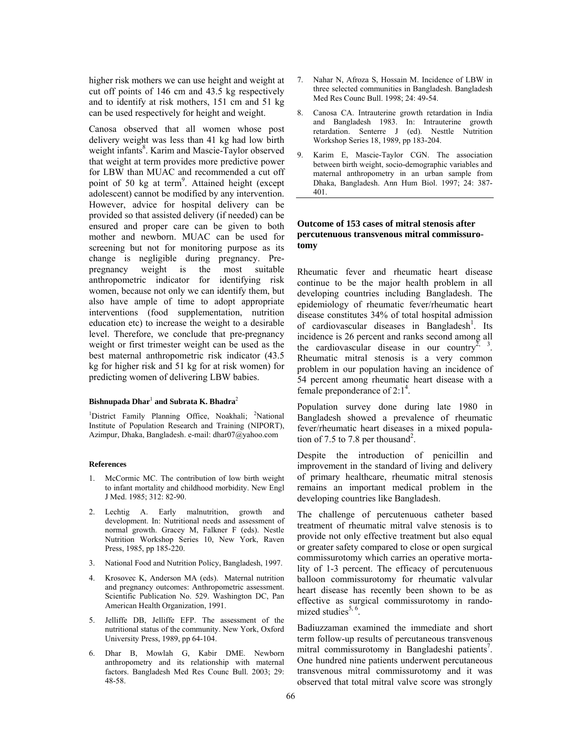higher risk mothers we can use height and weight at cut off points of 146 cm and 43.5 kg respectively and to identify at risk mothers, 151 cm and 51 kg can be used respectively for height and weight.

Canosa observed that all women whose post delivery weight was less than 41 kg had low birth weight infants[8]. Karim and Mascie-Taylor observed that weight at term provides more predictive power for LBW than MUAC and recommended a cut off point of 50 kg at term[9]. Attained height (except adolescent) cannot be modified by any intervention. However, advice for hospital delivery can be provided so that assisted delivery (if needed) can be ensured and proper care can be given to both mother and newborn. MUAC can be used for screening but not for monitoring purpose as its change is negligible during pregnancy. Pre-pregnancy weight is the most suitable anthropometric indicator for identifying risk women, because not only we can identify them, but also have ample of time to adopt appropriate interventions (food supplementation, nutrition education etc) to increase the weight to a desirable level. Therefore, we conclude that pre-pregnancy weight or first trimester weight can be used as the best maternal anthropometric risk indicator (43.5 kg for higher risk and 51 kg for at risk women) for predicting women of delivering LBW babies.

**Bishnupada Dhar**[1] **and Subrata K. Bhadra**[2]

[1]District Family Planning Office, Noakhali; [2]National Institute of Population Research and Training (NIPORT), Azimpur, Dhaka, Bangladesh. e-mail: dhar07@yahoo.com

#### References

1. McCormic MC. The contribution of low birth weight to infant mortality and childhood morbidity. New Engl J Med. 1985; 312: 82-90.
2. Lechtig A. Early malnutrition, growth and development. In: Nutritional needs and assessment of normal growth. Gracey M, Falkner F (eds). Nestle Nutrition Workshop Series 10, New York, Raven Press, 1985, pp 185-220.
3. National Food and Nutrition Policy, Bangladesh, 1997.
4. Krosovec K, Anderson MA (eds). Maternal nutrition and pregnancy outcomes: Anthropometric assessment. Scientific Publication No. 529. Washington DC, Pan American Health Organization, 1991.
5. Jelliffe DB, Jelliffe EFP. The assessment of the nutritional status of the community. New York, Oxford University Press, 1989, pp 64-104.
6. Dhar B, Mowlah G, Kabir DME. Newborn anthropometry and its relationship with maternal factors. Bangladesh Med Res Counc Bull. 2003; 29: 48-58.
7. Nahar N, Afroza S, Hossain M. Incidence of LBW in three selected communities in Bangladesh. Bangladesh Med Res Counc Bull. 1998; 24: 49-54.
8. Canosa CA. Intrauterine growth retardation in India and Bangladesh 1983. In: Intrauterine growth retardation. Senterre J (ed). Nesttle Nutrition Workshop Series 18, 1989, pp 183-204.
9. Karim E, Mascie-Taylor CGN. The association between birth weight, socio-demographic variables and maternal anthropometry in an urban sample from Dhaka, Bangladesh. Ann Hum Biol. 1997; 24: 387-401.

### Outcome of 153 cases of mitral stenosis after percutenuous transvenous mitral commissurotomy

Rheumatic fever and rheumatic heart disease continue to be the major health problem in all developing countries including Bangladesh. The epidemiology of rheumatic fever/rheumatic heart disease constitutes 34% of total hospital admission of cardiovascular diseases in Bangladesh[1]. Its incidence is 26 percent and ranks second among all the cardiovascular disease in our country[2, 3]. Rheumatic mitral stenosis is a very common problem in our population having an incidence of 54 percent among rheumatic heart disease with a female preponderance of 2:1[4].

Population survey done during late 1980 in Bangladesh showed a prevalence of rheumatic fever/rheumatic heart diseases in a mixed population of 7.5 to 7.8 per thousand[2].

Despite the introduction of penicillin and improvement in the standard of living and delivery of primary healthcare, rheumatic mitral stenosis remains an important medical problem in the developing countries like Bangladesh.

The challenge of percutenuous catheter based treatment of rheumatic mitral valve stenosis is to provide not only effective treatment but also equal or greater safety compared to close or open surgical commissurotomy which carries an operative mortality of 1-3 percent. The efficacy of percutenuous balloon commissurotomy for rheumatic valvular heart disease has recently been shown to be as effective as surgical commissurotomy in randomized studies[5, 6].

Badiuzzaman examined the immediate and short term follow-up results of percutaneous transvenous mitral commissurotomy in Bangladeshi patients[7]. One hundred nine patients underwent percutaneous transvenous mitral commissurotomy and it was observed that total mitral valve score was strongly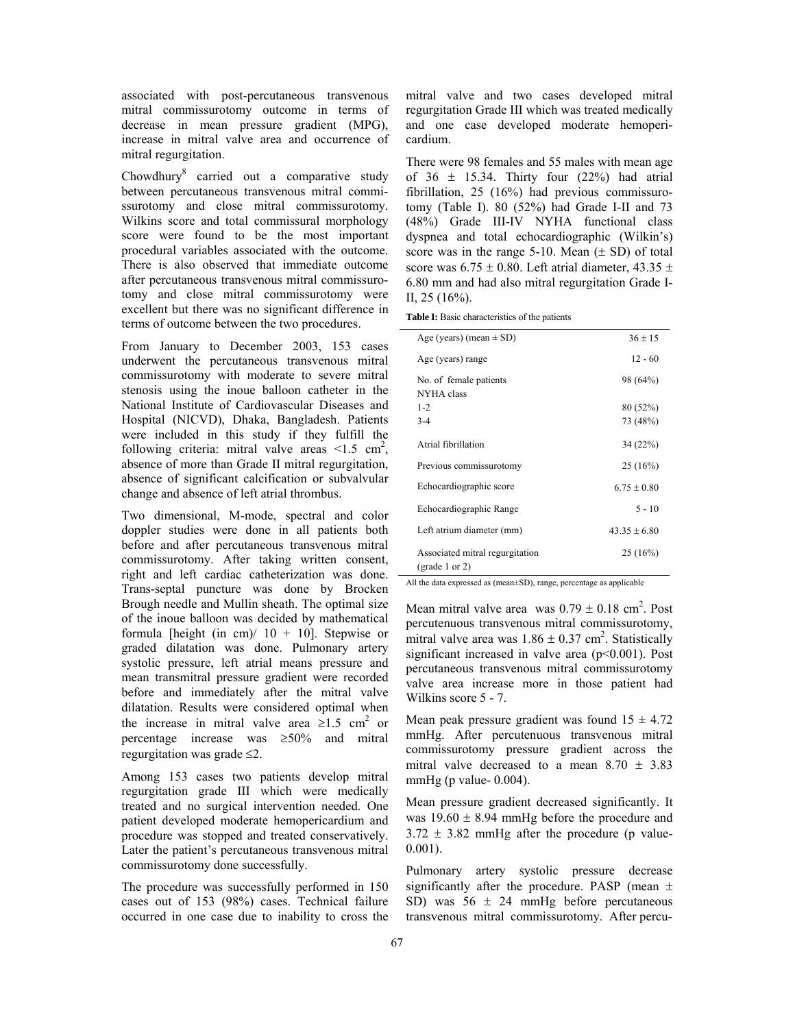associated with post-percutaneous transvenous mitral commissurotomy outcome in terms of decrease in mean pressure gradient (MPG), increase in mitral valve area and occurrence of mitral regurgitation.

Chowdhury[8] carried out a comparative study between percutaneous transvenous mitral commissurotomy and close mitral commissurotomy. Wilkins score and total commissural morphology score were found to be the most important procedural variables associated with the outcome. There is also observed that immediate outcome after percutaneous transvenous mitral commissurotomy and close mitral commissurotomy were excellent but there was no significant difference in terms of outcome between the two procedures.

From January to December 2003, 153 cases underwent the percutaneous transvenous mitral commissurotomy with moderate to severe mitral stenosis using the inoue balloon catheter in the National Institute of Cardiovascular Diseases and Hospital (NICVD), Dhaka, Bangladesh. Patients were included in this study if they fulfill the following criteria: mitral valve areas $<1.5$ cm$^2$, absence of more than Grade II mitral regurgitation, absence of significant calcification or subvalvular change and absence of left atrial thrombus.

Two dimensional, M-mode, spectral and color doppler studies were done in all patients both before and after percutaneous transvenous mitral commissurotomy. After taking written consent, right and left cardiac catheterization was done. Trans-septal puncture was done by Brocken Brough needle and Mullin sheath. The optimal size of the inoue balloon was decided by mathematical formula [height (in cm)/ 10 + 10]. Stepwise or graded dilatation was done. Pulmonary artery systolic pressure, left atrial means pressure and mean transmitral pressure gradient were recorded before and immediately after the mitral valve dilatation. Results were considered optimal when the increase in mitral valve area $\geq 1.5$ cm$^2$ or percentage increase was $\geq 50\%$ and mitral regurgitation was grade $\leq 2$.

Among 153 cases two patients develop mitral regurgitation grade III which were medically treated and no surgical intervention needed. One patient developed moderate hemopericardium and procedure was stopped and treated conservatively. Later the patient's percutaneous transvenous mitral commissurotomy done successfully.

The procedure was successfully performed in 150 cases out of 153 (98%) cases. Technical failure occurred in one case due to inability to cross the mitral valve and two cases developed mitral regurgitation Grade III which was treated medically and one case developed moderate hemopericardium.

There were 98 females and 55 males with mean age of 36 $\pm$ 15.34. Thirty four (22%) had atrial fibrillation, 25 (16%) had previous commissurotomy (Table I). 80 (52%) had Grade I-II and 73 (48%) Grade III-IV NYHA functional class dyspnea and total echocardiographic (Wilkin's) score was in the range 5-10. Mean ($\pm$ SD) of total score was 6.75 $\pm$ 0.80. Left atrial diameter, 43.35 $\pm$ 6.80 mm and had also mitral regurgitation Grade I-II, 25 (16%).

**Table I:** Basic characteristics of the patients

| | |
|---|---|
| Age (years) (mean ± SD) | 36 ± 15 |
| Age (years) range | 12 - 60 |
| No. of female patients | 98 (64%) |
| NYHA class | |
| 1-2 | 80 (52%) |
| 3-4 | 73 (48%) |
| Atrial fibrillation | 34 (22%) |
| Previous commissurotomy | 25 (16%) |
| Echocardiographic score | 6.75 ± 0.80 |
| Echocardiographic Range | 5 - 10 |
| Left atrium diameter (mm) | 43.35 ± 6.80 |
| Associated mitral regurgitation (grade 1 or 2) | 25 (16%) |

All the data expressed as (mean±SD), range, percentage as applicable

Mean mitral valve area was 0.79 $\pm$ 0.18 cm$^2$. Post percutenuous transvenous mitral commissurotomy, mitral valve area was 1.86 $\pm$ 0.37 cm$^2$. Statistically significant increased in valve area ($p<0.001$). Post percutaneous transvenous mitral commissurotomy valve area increase more in those patient had Wilkins score 5 - 7.

Mean peak pressure gradient was found 15 $\pm$ 4.72 mmHg. After percutenuous transvenous mitral commissurotomy pressure gradient across the mitral valve decreased to a mean 8.70 $\pm$ 3.83 mmHg (p value- 0.004).

Mean pressure gradient decreased significantly. It was 19.60 $\pm$ 8.94 mmHg before the procedure and 3.72 $\pm$ 3.82 mmHg after the procedure (p value- 0.001).

Pulmonary artery systolic pressure decrease significantly after the procedure. PASP (mean $\pm$ SD) was 56 $\pm$ 24 mmHg before percutaneous transvenous mitral commissurotomy. After percu-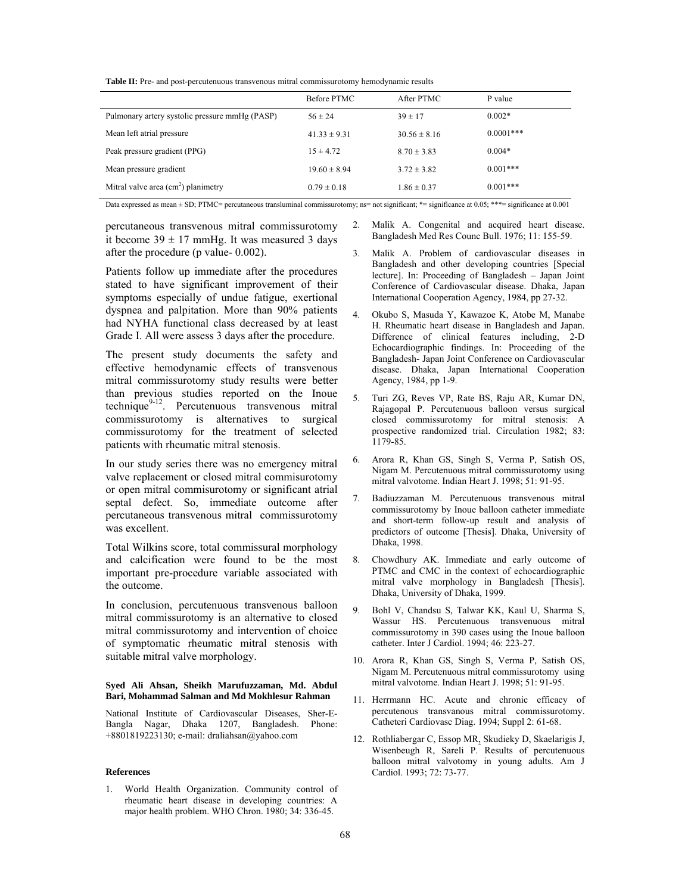**Table II:** Pre- and post-percutenuous transvenous mitral commissurotomy hemodynamic results

| | Before PTMC | After PTMC | P value |
|---|---|---|---|
| Pulmonary artery systolic pressure mmHg (PASP) | 56 ± 24 | 39 ± 17 | 0.002* |
| Mean left atrial pressure | 41.33 ± 9.31 | 30.56 ± 8.16 | 0.0001*** |
| Peak pressure gradient (PPG) | 15 ± 4.72 | 8.70 ± 3.83 | 0.004* |
| Mean pressure gradient | 19.60 ± 8.94 | 3.72 ± 3.82 | 0.001*** |
| Mitral valve area ($cm^2$) planimetry | 0.79 ± 0.18 | 1.86 ± 0.37 | 0.001*** |

Data expressed as mean ± SD; PTMC= percutaneous transluminal commissurotomy; ns= not significant; *= significance at 0.05; ***= significance at 0.001

percutaneous transvenous mitral commissurotomy it become 39 ± 17 mmHg. It was measured 3 days after the procedure (p value- 0.002).

Patients follow up immediate after the procedures stated to have significant improvement of their symptoms especially of undue fatigue, exertional dyspnea and palpitation. More than 90% patients had NYHA functional class decreased by at least Grade I. All were assess 3 days after the procedure.

The present study documents the safety and effective hemodynamic effects of transvenous mitral commissurotomy study results were better than previous studies reported on the Inoue technique[9-12]. Percutenuous transvenous mitral commissurotomy is alternatives to surgical commissurotomy for the treatment of selected patients with rheumatic mitral stenosis.

In our study series there was no emergency mitral valve replacement or closed mitral commisurotomy or open mitral commisurotomy or significant atrial septal defect. So, immediate outcome after percutaneous transvenous mitral commissurotomy was excellent.

Total Wilkins score, total commissural morphology and calcification were found to be the most important pre-procedure variable associated with the outcome.

In conclusion, percutenuous transvenous balloon mitral commissurotomy is an alternative to closed mitral commissurotomy and intervention of choice of symptomatic rheumatic mitral stenosis with suitable mitral valve morphology.

**Syed Ali Ahsan, Sheikh Marufuzzaman, Md. Abdul Bari, Mohammad Salman and Md Mokhlesur Rahman**

National Institute of Cardiovascular Diseases, Sher-E-Bangla Nagar, Dhaka 1207, Bangladesh. Phone: +8801819223130; e-mail: draliahsan@yahoo.com

#### References

1. World Health Organization. Community control of rheumatic heart disease in developing countries: A major health problem. WHO Chron. 1980; 34: 336-45.
2. Malik A. Congenital and acquired heart disease. Bangladesh Med Res Counc Bull. 1976; 11: 155-59.
3. Malik A. Problem of cardiovascular diseases in Bangladesh and other developing countries [Special lecture]. In: Proceeding of Bangladesh – Japan Joint Conference of Cardiovascular disease. Dhaka, Japan International Cooperation Agency, 1984, pp 27-32.
4. Okubo S, Masuda Y, Kawazoe K, Atobe M, Manabe H. Rheumatic heart disease in Bangladesh and Japan. Difference of clinical features including, 2-D Echocardiographic findings. In: Proceeding of the Bangladesh- Japan Joint Conference on Cardiovascular disease. Dhaka, Japan International Cooperation Agency, 1984, pp 1-9.
5. Turi ZG, Reves VP, Rate BS, Raju AR, Kumar DN, Rajagopal P. Percutenuous balloon versus surgical closed commissurotomy for mitral stenosis: A prospective randomized trial. Circulation 1982; 83: 1179-85.
6. Arora R, Khan GS, Singh S, Verma P, Satish OS, Nigam M. Percutenuous mitral commissurotomy using mitral valvotome. Indian Heart J. 1998; 51: 91-95.
7. Badiuzzaman M. Percutenuous transvenous mitral commissurotomy by Inoue balloon catheter immediate and short-term follow-up result and analysis of predictors of outcome [Thesis]. Dhaka, University of Dhaka, 1998.
8. Chowdhury AK. Immediate and early outcome of PTMC and CMC in the context of echocardiographic mitral valve morphology in Bangladesh [Thesis]. Dhaka, University of Dhaka, 1999.
9. Bohl V, Chandsu S, Talwar KK, Kaul U, Sharma S, Wassur HS. Percutenuous transvenuous mitral commissurotomy in 390 cases using the Inoue balloon catheter. Inter J Cardiol. 1994; 46: 223-27.
10. Arora R, Khan GS, Singh S, Verma P, Satish OS, Nigam M. Percutenuous mitral commissurotomy using mitral valvotome. Indian Heart J. 1998; 51: 91-95.
11. Herrmann HC. Acute and chronic efficacy of percutenous transvanous mitral commissurotomy. Catheteri Cardiovasc Diag. 1994; Suppl 2: 61-68.
12. Rothliabergar C, Essop MR, Skudieky D, Skaelarigis J, Wisenbeugh R, Sareli P. Results of percutenuous balloon mitral valvotomy in young adults. Am J Cardiol. 1993; 72: 73-77.